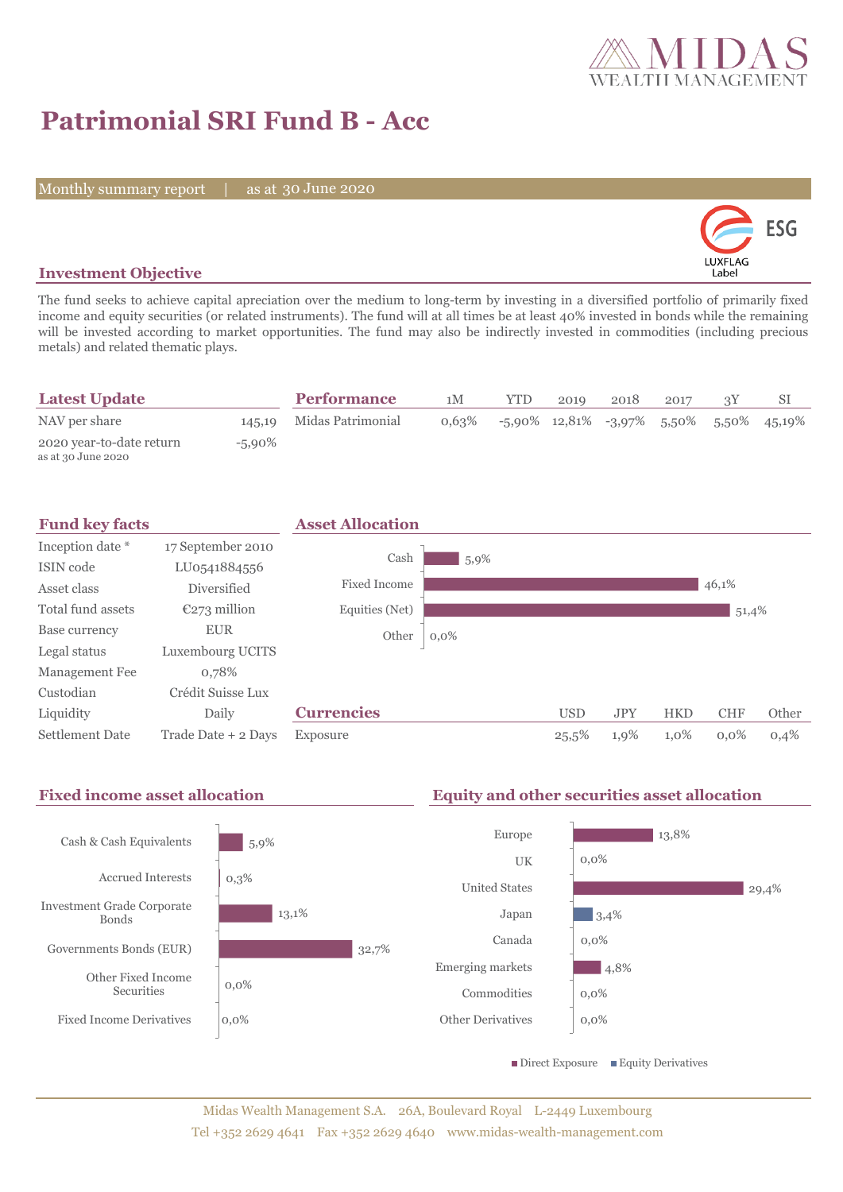# Patrimonial SRI Fund B - Acc

Monthly summary report | as at 30 June 2020

## Investment Objective

The fund seeks to achieve capital apreciation over the medium to long-term by investing in a diversified portfolio of primarily fixed income and equity securities (or related instruments). The fund will at all times be at least 40% invested in bonds while the remaining will be invested according to market opportunities. The fund may also be indirectly invested in commodities (including precious metals) and related thematic plays.

## Latest Update

| | |
|---|---|
| NAV per share | 145,19 |
| 2020 year-to-date return as at 30 June 2020 | -5,90% |

## Performance

| | 1M | YTD | 2019 | 2018 | 2017 | 3Y | SI |
|---|---|---|---|---|---|---|---|
| Midas Patrimonial | 0,63% | -5,90% | 12,81% | -3,97% | 5,50% | 5,50% | 45,19% |

## Fund key facts

| | |
|---|---|
| Inception date * | 17 September 2010 |
| ISIN code | LU0541884556 |
| Asset class | Diversified |
| Total fund assets | €273 million |
| Base currency | EUR |
| Legal status | Luxembourg UCITS |
| Management Fee | 0,78% |
| Custodian | Crédit Suisse Lux |
| Liquidity | Daily |
| Settlement Date | Trade Date + 2 Days |

## Asset Allocation

| | |
|---|---|
| Cash | 5,9% |
| Fixed Income | 46,1% |
| Equities (Net) | 51,4% |
| Other | 0,0% |

## Currencies

| | USD | JPY | HKD | CHF | Other |
|---|---|---|---|---|---|
| Exposure | 25,5% | 1,9% | 1,0% | 0,0% | 0,4% |

## Fixed income asset allocation

| | |
|---|---|
| Cash & Cash Equivalents | 5,9% |
| Accrued Interests | 0,3% |
| Investment Grade Corporate Bonds | 13,1% |
| Governments Bonds (EUR) | 32,7% |
| Other Fixed Income Securities | 0,0% |
| Fixed Income Derivatives | 0,0% |

## Equity and other securities asset allocation

| | |
|---|---|
| Europe | 13,8% |
| UK | 0,0% |
| United States | 29,4% |
| Japan | 3,4% |
| Canada | 0,0% |
| Emerging markets | 4,8% |
| Commodities | 0,0% |
| Other Derivatives | 0,0% |

Direct Exposure | Equity Derivatives

Midas Wealth Management S.A. 26A, Boulevard Royal L-2449 Luxembourg
Tel +352 2629 4641 Fax +352 2629 4640 www.midas-wealth-management.com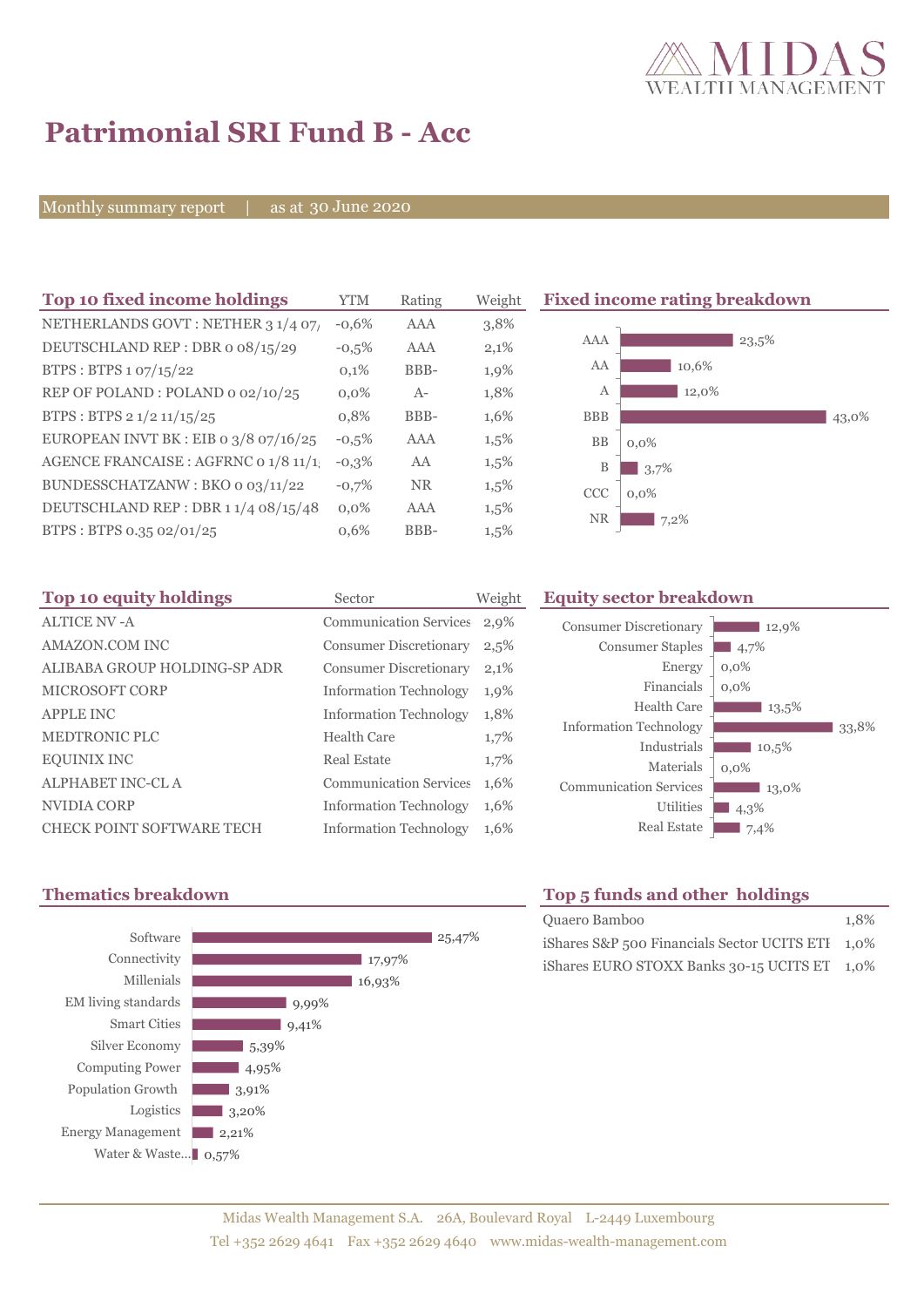# Patrimonial SRI Fund B - Acc

Monthly summary report | as at 30 June 2020

## Top 10 fixed income holdings

| Top 10 fixed income holdings | YTM | Rating | Weight |
|---|---|---|---|
| NETHERLANDS GOVT : NETHER 3 1/4 07/ | -0,6% | AAA | 3,8% |
| DEUTSCHLAND REP : DBR 0 08/15/29 | -0,5% | AAA | 2,1% |
| BTPS : BTPS 1 07/15/22 | 0,1% | BBB- | 1,9% |
| REP OF POLAND : POLAND 0 02/10/25 | 0,0% | A- | 1,8% |
| BTPS : BTPS 2 1/2 11/15/25 | 0,8% | BBB- | 1,6% |
| EUROPEAN INVT BK : EIB 0 3/8 07/16/25 | -0,5% | AAA | 1,5% |
| AGENCE FRANCAISE : AGFRNC 0 1/8 11/1 | -0,3% | AA | 1,5% |
| BUNDESSCHATZANW : BKO 0 03/11/22 | -0,7% | NR | 1,5% |
| DEUTSCHLAND REP : DBR 1 1/4 08/15/48 | 0,0% | AAA | 1,5% |
| BTPS : BTPS 0.35 02/01/25 | 0,6% | BBB- | 1,5% |

## Fixed income rating breakdown

| Rating | Weight |
|---|---|
| AAA | 23,5% |
| AA | 10,6% |
| A | 12,0% |
| BBB | 43,0% |
| BB | 0,0% |
| B | 3,7% |
| CCC | 0,0% |
| NR | 7,2% |

## Top 10 equity holdings

| Top 10 equity holdings | Sector | Weight |
|---|---|---|
| ALTICE NV -A | Communication Services | 2,9% |
| AMAZON.COM INC | Consumer Discretionary | 2,5% |
| ALIBABA GROUP HOLDING-SP ADR | Consumer Discretionary | 2,1% |
| MICROSOFT CORP | Information Technology | 1,9% |
| APPLE INC | Information Technology | 1,8% |
| MEDTRONIC PLC | Health Care | 1,7% |
| EQUINIX INC | Real Estate | 1,7% |
| ALPHABET INC-CL A | Communication Services | 1,6% |
| NVIDIA CORP | Information Technology | 1,6% |
| CHECK POINT SOFTWARE TECH | Information Technology | 1,6% |

## Equity sector breakdown

| Sector | Weight |
|---|---|
| Consumer Discretionary | 12,9% |
| Consumer Staples | 4,7% |
| Energy | 0,0% |
| Financials | 0,0% |
| Health Care | 13,5% |
| Information Technology | 33,8% |
| Industrials | 10,5% |
| Materials | 0,0% |
| Communication Services | 13,0% |
| Utilities | 4,3% |
| Real Estate | 7,4% |

## Thematics breakdown

| Theme | Weight |
|---|---|
| Software | 25,47% |
| Connectivity | 17,97% |
| Millenials | 16,93% |
| EM living standards | 9,99% |
| Smart Cities | 9,41% |
| Silver Economy | 5,39% |
| Computing Power | 4,95% |
| Population Growth | 3,91% |
| Logistics | 3,20% |
| Energy Management | 2,21% |
| Water & Waste... | 0,57% |

## Top 5 funds and other holdings

| Top 5 funds and other holdings | Weight |
|---|---|
| Quaero Bamboo | 1,8% |
| iShares S&P 500 Financials Sector UCITS ETF | 1,0% |
| iShares EURO STOXX Banks 30-15 UCITS ET | 1,0% |

Midas Wealth Management S.A. 26A, Boulevard Royal L-2449 Luxembourg
Tel +352 2629 4641 Fax +352 2629 4640 www.midas-wealth-management.com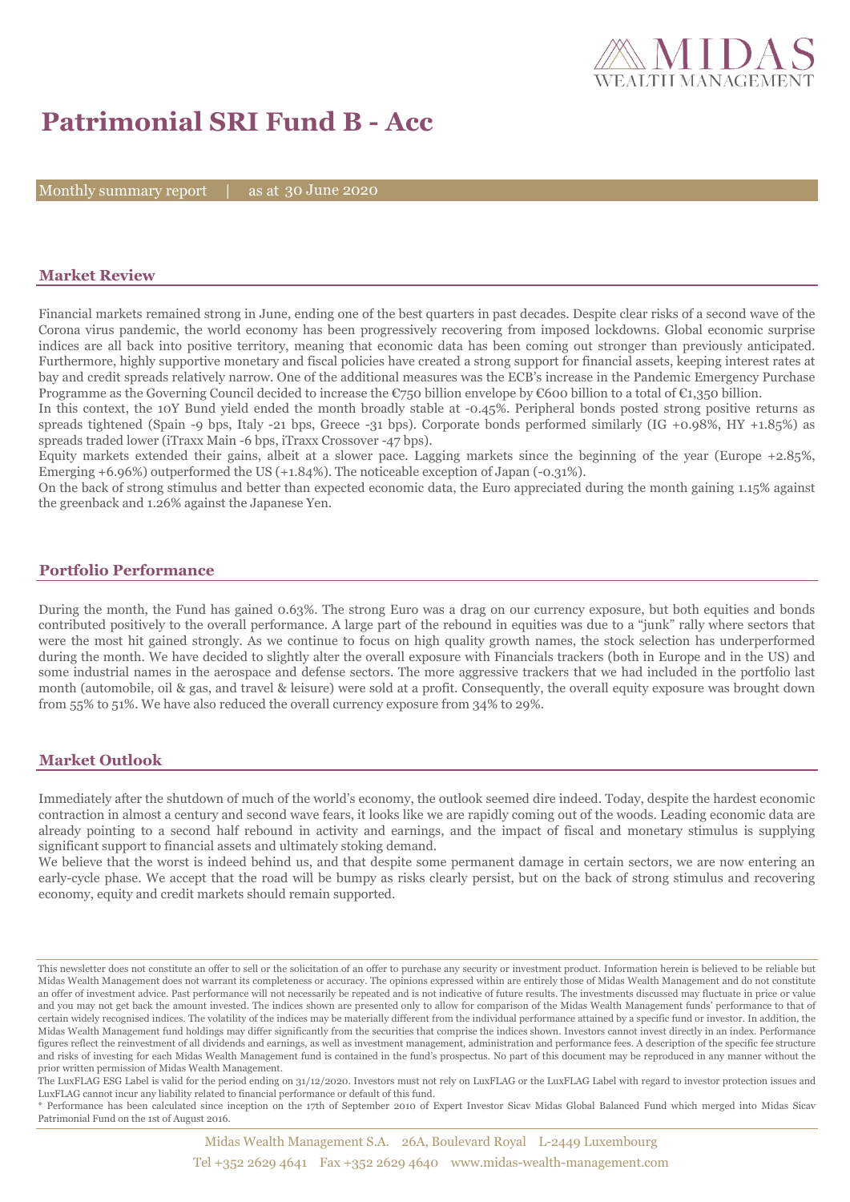# Patrimonial SRI Fund B - Acc

Monthly summary report | as at 30 June 2020

## Market Review

Financial markets remained strong in June, ending one of the best quarters in past decades. Despite clear risks of a second wave of the Corona virus pandemic, the world economy has been progressively recovering from imposed lockdowns. Global economic surprise indices are all back into positive territory, meaning that economic data has been coming out stronger than previously anticipated. Furthermore, highly supportive monetary and fiscal policies have created a strong support for financial assets, keeping interest rates at bay and credit spreads relatively narrow. One of the additional measures was the ECB's increase in the Pandemic Emergency Purchase Programme as the Governing Council decided to increase the €750 billion envelope by €600 billion to a total of €1,350 billion.

In this context, the 10Y Bund yield ended the month broadly stable at -0.45%. Peripheral bonds posted strong positive returns as spreads tightened (Spain -9 bps, Italy -21 bps, Greece -31 bps). Corporate bonds performed similarly (IG +0.98%, HY +1.85%) as spreads traded lower (iTraxx Main -6 bps, iTraxx Crossover -47 bps).

Equity markets extended their gains, albeit at a slower pace. Lagging markets since the beginning of the year (Europe +2.85%, Emerging +6.96%) outperformed the US (+1.84%). The noticeable exception of Japan (-0.31%).

On the back of strong stimulus and better than expected economic data, the Euro appreciated during the month gaining 1.15% against the greenback and 1.26% against the Japanese Yen.

## Portfolio Performance

During the month, the Fund has gained 0.63%. The strong Euro was a drag on our currency exposure, but both equities and bonds contributed positively to the overall performance. A large part of the rebound in equities was due to a "junk" rally where sectors that were the most hit gained strongly. As we continue to focus on high quality growth names, the stock selection has underperformed during the month. We have decided to slightly alter the overall exposure with Financials trackers (both in Europe and in the US) and some industrial names in the aerospace and defense sectors. The more aggressive trackers that we had included in the portfolio last month (automobile, oil & gas, and travel & leisure) were sold at a profit. Consequently, the overall equity exposure was brought down from 55% to 51%. We have also reduced the overall currency exposure from 34% to 29%.

## Market Outlook

Immediately after the shutdown of much of the world's economy, the outlook seemed dire indeed. Today, despite the hardest economic contraction in almost a century and second wave fears, it looks like we are rapidly coming out of the woods. Leading economic data are already pointing to a second half rebound in activity and earnings, and the impact of fiscal and monetary stimulus is supplying significant support to financial assets and ultimately stoking demand.

We believe that the worst is indeed behind us, and that despite some permanent damage in certain sectors, we are now entering an early-cycle phase. We accept that the road will be bumpy as risks clearly persist, but on the back of strong stimulus and recovering economy, equity and credit markets should remain supported.

This newsletter does not constitute an offer to sell or the solicitation of an offer to purchase any security or investment product. Information herein is believed to be reliable but Midas Wealth Management does not warrant its completeness or accuracy. The opinions expressed within are entirely those of Midas Wealth Management and do not constitute an offer of investment advice. Past performance will not necessarily be repeated and is not indicative of future results. The investments discussed may fluctuate in price or value and you may not get back the amount invested. The indices shown are presented only to allow for comparison of the Midas Wealth Management funds' performance to that of certain widely recognised indices. The volatility of the indices may be materially different from the individual performance attained by a specific fund or investor. In addition, the Midas Wealth Management fund holdings may differ significantly from the securities that comprise the indices shown. Investors cannot invest directly in an index. Performance figures reflect the reinvestment of all dividends and earnings, as well as investment management, administration and performance fees. A description of the specific fee structure and risks of investing for each Midas Wealth Management fund is contained in the fund's prospectus. No part of this document may be reproduced in any manner without the prior written permission of Midas Wealth Management.

The LuxFLAG ESG Label is valid for the period ending on 31/12/2020. Investors must not rely on LuxFLAG or the LuxFLAG Label with regard to investor protection issues and LuxFLAG cannot incur any liability related to financial performance or default of this fund.

* Performance has been calculated since inception on the 17th of September 2010 of Expert Investor Sicav Midas Global Balanced Fund which merged into Midas Sicav Patrimonial Fund on the 1st of August 2016.

Midas Wealth Management S.A. 26A, Boulevard Royal L-2449 Luxembourg

Tel +352 2629 4641 Fax +352 2629 4640 www.midas-wealth-management.com